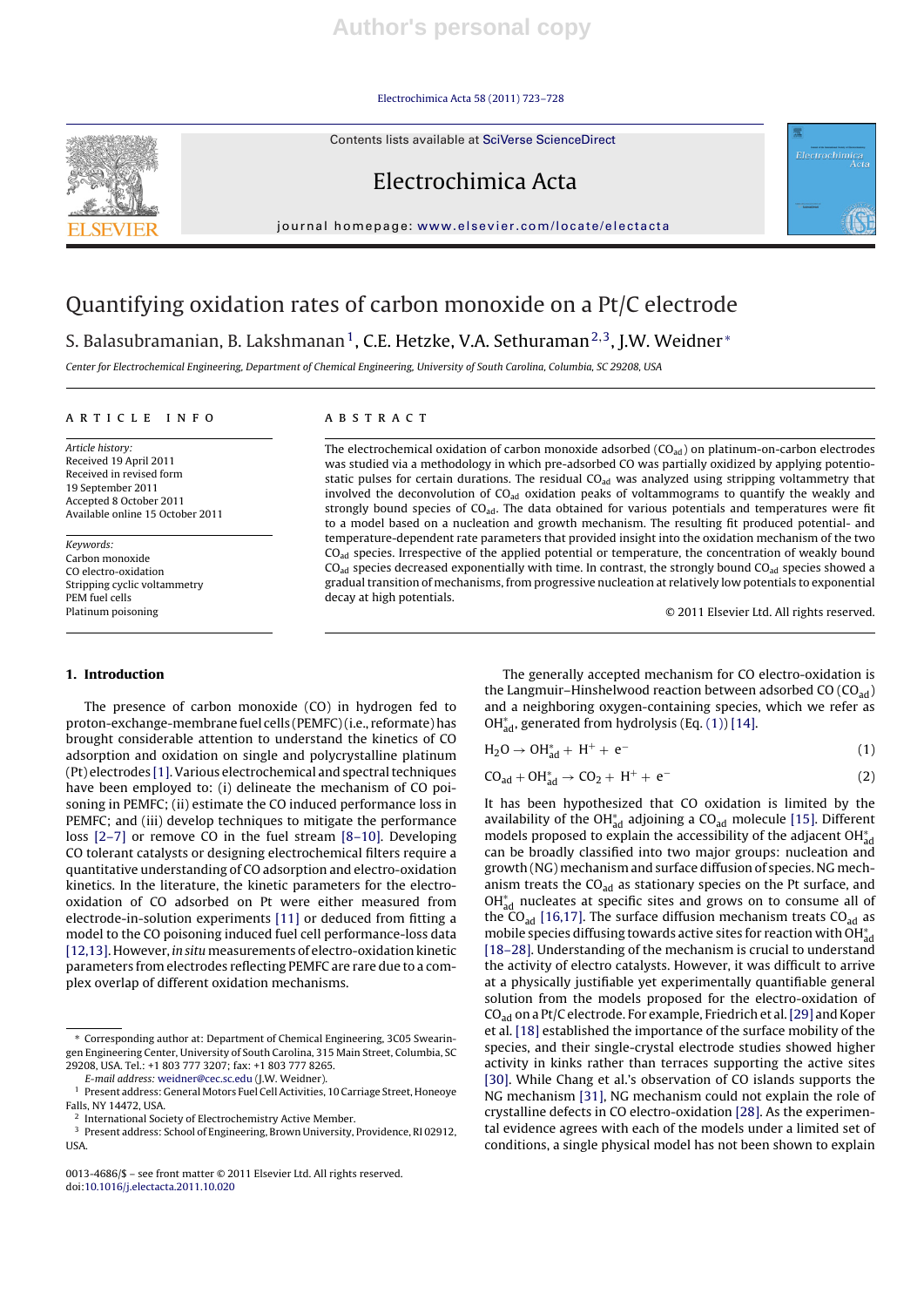# Quantifying oxidation rates of carbon monoxide on a Pt/C electrode

S. Balasubramanian, B. Lakshmanan [1], C.E. Hetzke, V.A. Sethuraman [2,3], J.W. Weidner *

*Center for Electrochemical Engineering, Department of Chemical Engineering, University of South Carolina, Columbia, SC 29208, USA*

## ARTICLE INFO

*Article history:*
Received 19 April 2011
Received in revised form
19 September 2011
Accepted 8 October 2011
Available online 15 October 2011

*Keywords:*
Carbon monoxide
CO electro-oxidation
Stripping cyclic voltammetry
PEM fuel cells
Platinum poisoning

## ABSTRACT

The electrochemical oxidation of carbon monoxide adsorbed ($CO_{ad}$) on platinum-on-carbon electrodes was studied via a methodology in which pre-adsorbed CO was partially oxidized by applying potentiostatic pulses for certain durations. The residual $CO_{ad}$ was analyzed using stripping voltammetry that involved the deconvolution of $CO_{ad}$ oxidation peaks of voltammograms to quantify the weakly and strongly bound species of $CO_{ad}$. The data obtained for various potentials and temperatures were fit to a model based on a nucleation and growth mechanism. The resulting fit produced potential- and temperature-dependent rate parameters that provided insight into the oxidation mechanism of the two $CO_{ad}$ species. Irrespective of the applied potential or temperature, the concentration of weakly bound $CO_{ad}$ species decreased exponentially with time. In contrast, the strongly bound $CO_{ad}$ species showed a gradual transition of mechanisms, from progressive nucleation at relatively low potentials to exponential decay at high potentials.

© 2011 Elsevier Ltd. All rights reserved.

## 1. Introduction

The presence of carbon monoxide (CO) in hydrogen fed to proton-exchange-membrane fuel cells (PEMFC) (i.e., reformate) has brought considerable attention to understand the kinetics of CO adsorption and oxidation on single and polycrystalline platinum (Pt) electrodes [1]. Various electrochemical and spectral techniques have been employed to: (i) delineate the mechanism of CO poisoning in PEMFC; (ii) estimate the CO induced performance loss in PEMFC; and (iii) develop techniques to mitigate the performance loss [2–7] or remove CO in the fuel stream [8–10]. Developing CO tolerant catalysts or designing electrochemical filters require a quantitative understanding of CO adsorption and electro-oxidation kinetics. In the literature, the kinetic parameters for the electro-oxidation of CO adsorbed on Pt were either measured from electrode-in-solution experiments [11] or deduced from fitting a model to the CO poisoning induced fuel cell performance-loss data [12,13]. However, *in situ* measurements of electro-oxidation kinetic parameters from electrodes reflecting PEMFC are rare due to a complex overlap of different oxidation mechanisms.

The generally accepted mechanism for CO electro-oxidation is the Langmuir–Hinshelwood reaction between adsorbed CO ($CO_{ad}$) and a neighboring oxygen-containing species, which we refer as $OH^*_{ad}$, generated from hydrolysis (Eq. (1)) [14].

$$H_2O \rightarrow OH^*_{ad} + H^+ + e^- \quad (1)$$

$$CO_{ad} + OH^*_{ad} \rightarrow CO_2 + H^+ + e^- \quad (2)$$

It has been hypothesized that CO oxidation is limited by the availability of the $OH^*_{ad}$ adjoining a $CO_{ad}$ molecule [15]. Different models proposed to explain the accessibility of the adjacent $OH^*_{ad}$ can be broadly classified into two major groups: nucleation and growth (NG) mechanism and surface diffusion of species. NG mechanism treats the $CO_{ad}$ as stationary species on the Pt surface, and $OH^*_{ad}$ nucleates at specific sites and grows on to consume all of the $CO_{ad}$ [16,17]. The surface diffusion mechanism treats $CO_{ad}$ as mobile species diffusing towards active sites for reaction with $OH^*_{ad}$ [18–28]. Understanding of the mechanism is crucial to understand the activity of electro catalysts. However, it was difficult to arrive at a physically justifiable yet experimentally quantifiable general solution from the models proposed for the electro-oxidation of $CO_{ad}$ on a Pt/C electrode. For example, Friedrich et al. [29] and Koper et al. [18] established the importance of the surface mobility of the species, and their single-crystal electrode studies showed higher activity in kinks rather than terraces supporting the active sites [30]. While Chang et al.'s observation of CO islands supports the NG mechanism [31], NG mechanism could not explain the role of crystalline defects in CO electro-oxidation [28]. As the experimental evidence agrees with each of the models under a limited set of conditions, a single physical model has not been shown to explain

---

\* Corresponding author at: Department of Chemical Engineering, 3C05 Swearingen Engineering Center, University of South Carolina, 315 Main Street, Columbia, SC 29208, USA. Tel.: +1 803 777 3207; fax: +1 803 777 8265.
*E-mail address:* weidner@cec.sc.edu (J.W. Weidner).

[1] Present address: General Motors Fuel Cell Activities, 10 Carriage Street, Honeoye Falls, NY 14472, USA.
[2] International Society of Electrochemistry Active Member.
[3] Present address: School of Engineering, Brown University, Providence, RI 02912, USA.

0013-4686/$ – see front matter © 2011 Elsevier Ltd. All rights reserved.
doi:10.1016/j.electacta.2011.10.020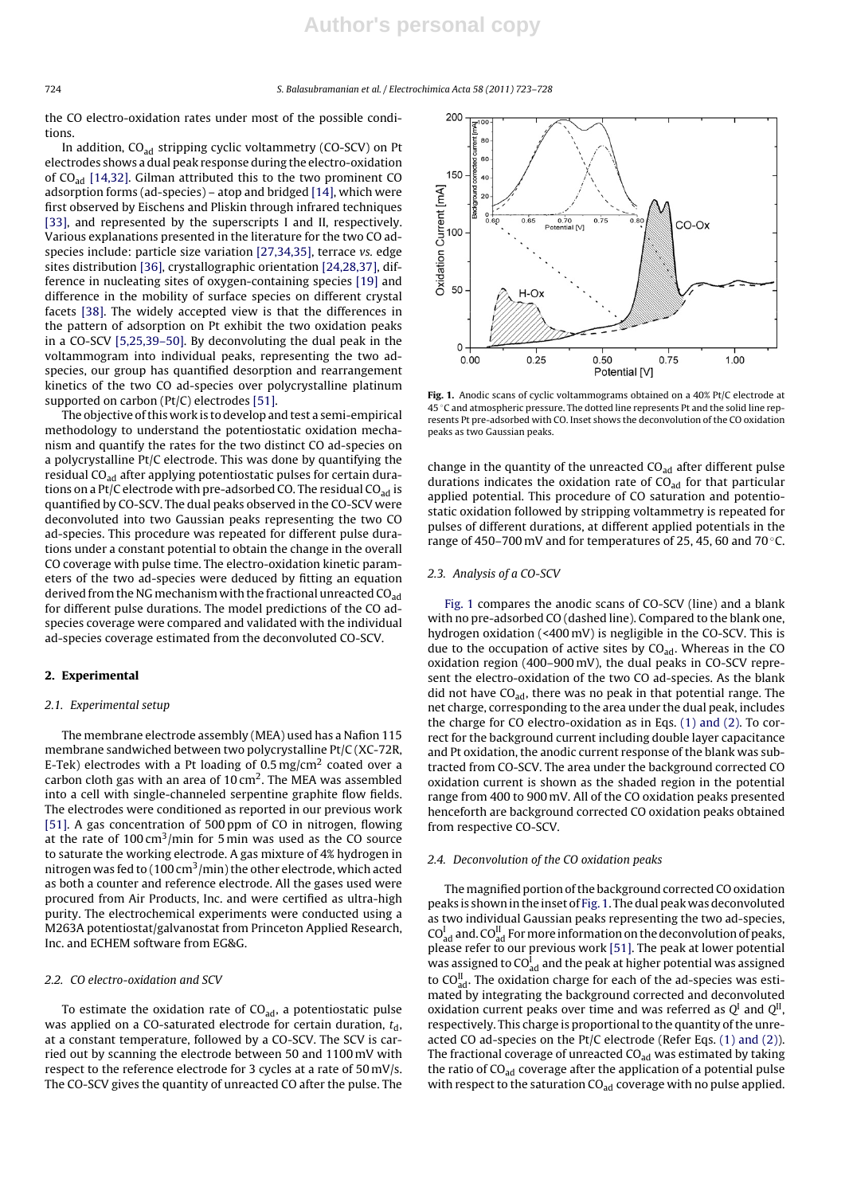the CO electro-oxidation rates under most of the possible conditions.

In addition, $CO_{ad}$ stripping cyclic voltammetry (CO-SCV) on Pt electrodes shows a dual peak response during the electro-oxidation of $CO_{ad}$ [14,32]. Gilman attributed this to the two prominent CO adsorption forms (ad-species) – atop and bridged [14], which were first observed by Eischens and Pliskin through infrared techniques [33], and represented by the superscripts I and II, respectively. Various explanations presented in the literature for the two CO ad-species include: particle size variation [27,34,35], terrace *vs.* edge sites distribution [36], crystallographic orientation [24,28,37], difference in nucleating sites of oxygen-containing species [19] and difference in the mobility of surface species on different crystal facets [38]. The widely accepted view is that the differences in the pattern of adsorption on Pt exhibit the two oxidation peaks in a CO-SCV [5,25,39–50]. By deconvoluting the dual peak in the voltammogram into individual peaks, representing the two ad-species, our group has quantified desorption and rearrangement kinetics of the two CO ad-species over polycrystalline platinum supported on carbon (Pt/C) electrodes [51].

The objective of this work is to develop and test a semi-empirical methodology to understand the potentiostatic oxidation mechanism and quantify the rates for the two distinct CO ad-species on a polycrystalline Pt/C electrode. This was done by quantifying the residual $CO_{ad}$ after applying potentiostatic pulses for certain durations on a Pt/C electrode with pre-adsorbed CO. The residual $CO_{ad}$ is quantified by CO-SCV. The dual peaks observed in the CO-SCV were deconvoluted into two Gaussian peaks representing the two CO ad-species. This procedure was repeated for different pulse durations under a constant potential to obtain the change in the overall CO coverage with pulse time. The electro-oxidation kinetic parameters of the two ad-species were deduced by fitting an equation derived from the NG mechanism with the fractional unreacted $CO_{ad}$ for different pulse durations. The model predictions of the CO ad-species coverage were compared and validated with the individual ad-species coverage estimated from the deconvoluted CO-SCV.

## 2. Experimental

### 2.1. Experimental setup

The membrane electrode assembly (MEA) used has a Nafion 115 membrane sandwiched between two polycrystalline Pt/C (XC-72R, E-Tek) electrodes with a Pt loading of 0.5 mg/cm$^2$ coated over a carbon cloth gas with an area of 10 cm$^2$. The MEA was assembled into a cell with single-channeled serpentine graphite flow fields. The electrodes were conditioned as reported in our previous work [51]. A gas concentration of 500 ppm of CO in nitrogen, flowing at the rate of 100 cm$^3$/min for 5 min was used as the CO source to saturate the working electrode. A gas mixture of 4% hydrogen in nitrogen was fed to (100 cm$^3$/min) the other electrode, which acted as both a counter and reference electrode. All the gases used were procured from Air Products, Inc. and were certified as ultra-high purity. The electrochemical experiments were conducted using a M263A potentiostat/galvanostat from Princeton Applied Research, Inc. and ECHEM software from EG&G.

### 2.2. CO electro-oxidation and SCV

To estimate the oxidation rate of $CO_{ad}$, a potentiostatic pulse was applied on a CO-saturated electrode for certain duration, $t_d$, at a constant temperature, followed by a CO-SCV. The SCV is carried out by scanning the electrode between 50 and 1100 mV with respect to the reference electrode for 3 cycles at a rate of 50 mV/s. The CO-SCV gives the quantity of unreacted CO after the pulse. The change in the quantity of the unreacted $CO_{ad}$ after different pulse durations indicates the oxidation rate of $CO_{ad}$ for that particular applied potential. This procedure of CO saturation and potentiostatic oxidation followed by stripping voltammetry is repeated for pulses of different durations, at different applied potentials in the range of 450–700 mV and for temperatures of 25, 45, 60 and 70 °C.

**Fig. 1.** Anodic scans of cyclic voltammograms obtained on a 40% Pt/C electrode at 45 °C and atmospheric pressure. The dotted line represents Pt and the solid line represents Pt pre-adsorbed with CO. Inset shows the deconvolution of the CO oxidation peaks as two Gaussian peaks.

### 2.3. Analysis of a CO-SCV

Fig. 1 compares the anodic scans of CO-SCV (line) and a blank with no pre-adsorbed CO (dashed line). Compared to the blank one, hydrogen oxidation (<400 mV) is negligible in the CO-SCV. This is due to the occupation of active sites by $CO_{ad}$. Whereas in the CO oxidation region (400–900 mV), the dual peaks in CO-SCV represent the electro-oxidation of the two CO ad-species. As the blank did not have $CO_{ad}$, there was no peak in that potential range. The net charge, corresponding to the area under the dual peak, includes the charge for CO electro-oxidation as in Eqs. (1) and (2). To correct for the background current including double layer capacitance and Pt oxidation, the anodic current response of the blank was subtracted from CO-SCV. The area under the background corrected CO oxidation current is shown as the shaded region in the potential range from 400 to 900 mV. All of the CO oxidation peaks presented henceforth are background corrected CO oxidation peaks obtained from respective CO-SCV.

### 2.4. Deconvolution of the CO oxidation peaks

The magnified portion of the background corrected CO oxidation peaks is shown in the inset of Fig. 1. The dual peak was deconvoluted as two individual Gaussian peaks representing the two ad-species, $CO^{I}_{ad}$ and $CO^{II}_{ad}$. For more information on the deconvolution of peaks, please refer to our previous work [51]. The peak at lower potential was assigned to $CO^{I}_{ad}$ and the peak at higher potential was assigned to $CO^{II}_{ad}$. The oxidation charge for each of the ad-species was estimated by integrating the background corrected and deconvoluted oxidation current peaks over time and was referred as $Q^{I}$ and $Q^{II}$, respectively. This charge is proportional to the quantity of the unreacted CO ad-species on the Pt/C electrode (Refer Eqs. (1) and (2)). The fractional coverage of unreacted $CO_{ad}$ was estimated by taking the ratio of $CO_{ad}$ coverage after the application of a potential pulse with respect to the saturation $CO_{ad}$ coverage with no pulse applied.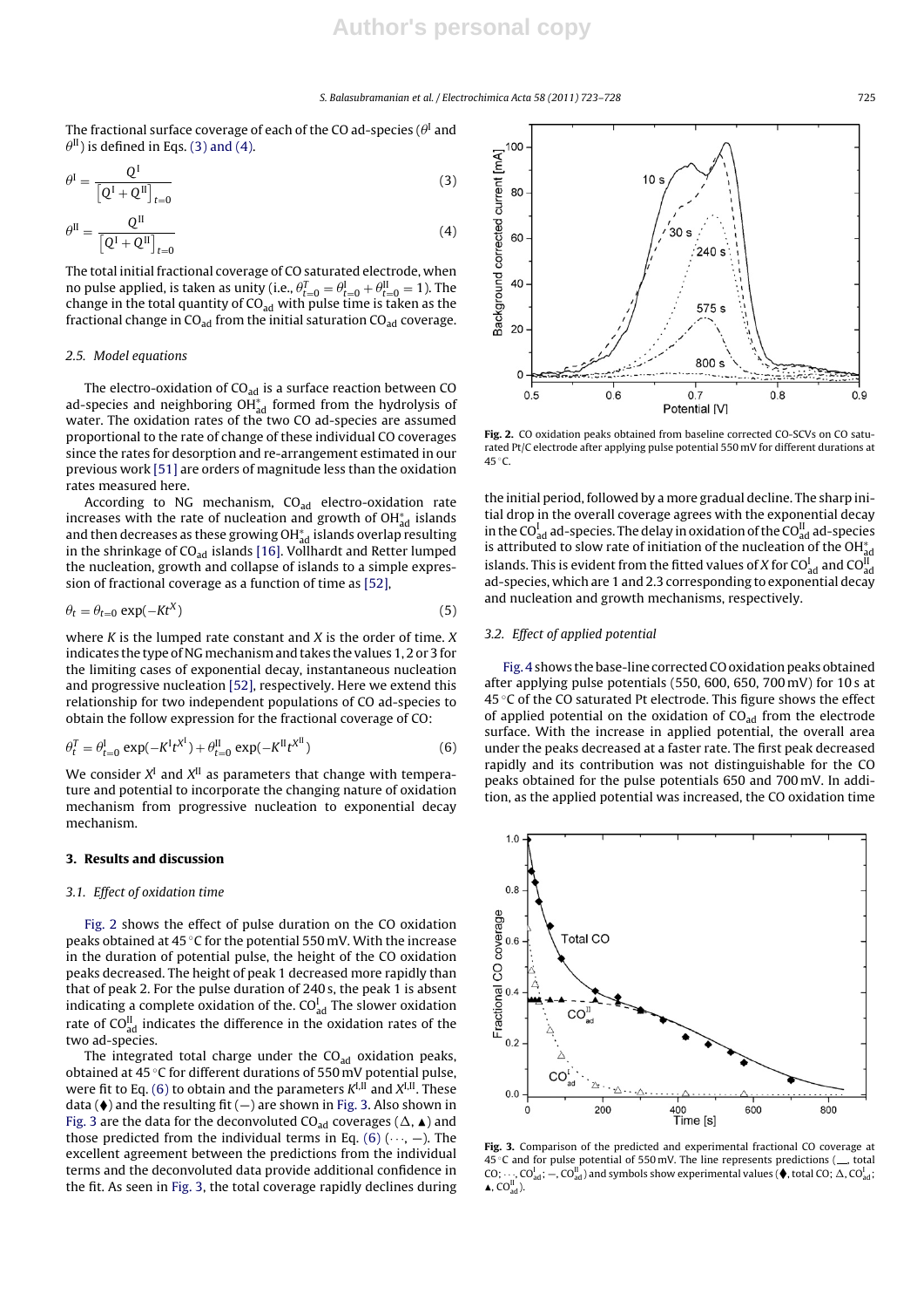The fractional surface coverage of each of the CO ad-species ($\theta^{\mathrm{I}}$ and $\theta^{\mathrm{II}}$) is defined in Eqs. (3) and (4).

$$\theta^{\mathrm{I}} = \frac{Q^{\mathrm{I}}}{\left[Q^{\mathrm{I}} + Q^{\mathrm{II}}\right]_{t=0}} \tag{3}$$

$$\theta^{\mathrm{II}} = \frac{Q^{\mathrm{II}}}{\left[Q^{\mathrm{I}} + Q^{\mathrm{II}}\right]_{t=0}} \tag{4}$$

The total initial fractional coverage of CO saturated electrode, when no pulse applied, is taken as unity (i.e., $\theta^{T}_{t=0} = \theta^{\mathrm{I}}_{t=0} + \theta^{\mathrm{II}}_{t=0} = 1$). The change in the total quantity of $CO_{ad}$ with pulse time is taken as the fractional change in $CO_{ad}$ from the initial saturation $CO_{ad}$ coverage.

### 2.5. Model equations

The electro-oxidation of $CO_{ad}$ is a surface reaction between CO ad-species and neighboring $OH^{*}_{ad}$ formed from the hydrolysis of water. The oxidation rates of the two CO ad-species are assumed proportional to the rate of change of these individual CO coverages since the rates for desorption and re-arrangement estimated in our previous work [51] are orders of magnitude less than the oxidation rates measured here.

According to NG mechanism, $CO_{ad}$ electro-oxidation rate increases with the rate of nucleation and growth of $OH^{*}_{ad}$ islands and then decreases as these growing $OH^{*}_{ad}$ islands overlap resulting in the shrinkage of $CO_{ad}$ islands [16]. Vollhardt and Retter lumped the nucleation, growth and collapse of islands to a simple expression of fractional coverage as a function of time as [52],

$$\theta_t = \theta_{t=0} \exp(-Kt^{X}) \tag{5}$$

where $K$ is the lumped rate constant and $X$ is the order of time. $X$ indicates the type of NG mechanism and takes the values 1, 2 or 3 for the limiting cases of exponential decay, instantaneous nucleation and progressive nucleation [52], respectively. Here we extend this relationship for two independent populations of CO ad-species to obtain the follow expression for the fractional coverage of CO:

$$\theta^{T}_{t} = \theta^{\mathrm{I}}_{t=0} \exp(-K^{\mathrm{I}} t^{X^{\mathrm{I}}}) + \theta^{\mathrm{II}}_{t=0} \exp(-K^{\mathrm{II}} t^{X^{\mathrm{II}}}) \tag{6}$$

We consider $X^{\mathrm{I}}$ and $X^{\mathrm{II}}$ as parameters that change with temperature and potential to incorporate the changing nature of oxidation mechanism from progressive nucleation to exponential decay mechanism.

## 3. Results and discussion

### 3.1. Effect of oxidation time

Fig. 2 shows the effect of pulse duration on the CO oxidation peaks obtained at 45 °C for the potential 550 mV. With the increase in the duration of potential pulse, the height of the CO oxidation peaks decreased. The height of peak 1 decreased more rapidly than that of peak 2. For the pulse duration of 240 s, the peak 1 is absent indicating a complete oxidation of the. $CO^{\mathrm{I}}_{ad}$ The slower oxidation rate of $CO^{\mathrm{II}}_{ad}$ indicates the difference in the oxidation rates of the two ad-species.

The integrated total charge under the $CO_{ad}$ oxidation peaks, obtained at 45 °C for different durations of 550 mV potential pulse, were fit to Eq. (6) to obtain and the parameters $K^{\mathrm{I,II}}$ and $X^{\mathrm{I,II}}$. These data (♦) and the resulting fit (—) are shown in Fig. 3. Also shown in Fig. 3 are the data for the deconvoluted $CO_{ad}$ coverages (Δ, ▲) and those predicted from the individual terms in Eq. (6) (···, —). The excellent agreement between the predictions from the individual terms and the deconvoluted data provide additional confidence in the fit. As seen in Fig. 3, the total coverage rapidly declines during the initial period, followed by a more gradual decline. The sharp initial drop in the overall coverage agrees with the exponential decay in the $CO^{\mathrm{I}}_{ad}$ ad-species. The delay in oxidation of the $CO^{\mathrm{II}}_{ad}$ ad-species is attributed to slow rate of initiation of the nucleation of the $OH^{*}_{ad}$ islands. This is evident from the fitted values of $X$ for $CO^{\mathrm{I}}_{ad}$ and $CO^{\mathrm{II}}_{ad}$ ad-species, which are 1 and 2.3 corresponding to exponential decay and nucleation and growth mechanisms, respectively.

**Fig. 2.** CO oxidation peaks obtained from baseline corrected CO-SCVs on CO saturated Pt/C electrode after applying pulse potential 550 mV for different durations at 45 °C.

**Fig. 3.** Comparison of the predicted and experimental fractional CO coverage at 45 °C and for pulse potential of 550 mV. The line represents predictions (__, total CO; ···, $CO^{\mathrm{I}}_{ad}$; —, $CO^{\mathrm{II}}_{ad}$) and symbols show experimental values (♦, total CO; Δ, $CO^{\mathrm{I}}_{ad}$; ▲, $CO^{\mathrm{II}}_{ad}$).

### 3.2. Effect of applied potential

Fig. 4 shows the base-line corrected CO oxidation peaks obtained after applying pulse potentials (550, 600, 650, 700 mV) for 10 s at 45 °C of the CO saturated Pt electrode. This figure shows the effect of applied potential on the oxidation of $CO_{ad}$ from the electrode surface. With the increase in applied potential, the overall area under the peaks decreased at a faster rate. The first peak decreased rapidly and its contribution was not distinguishable for the CO peaks obtained for the pulse potentials 650 and 700 mV. In addition, as the applied potential was increased, the CO oxidation time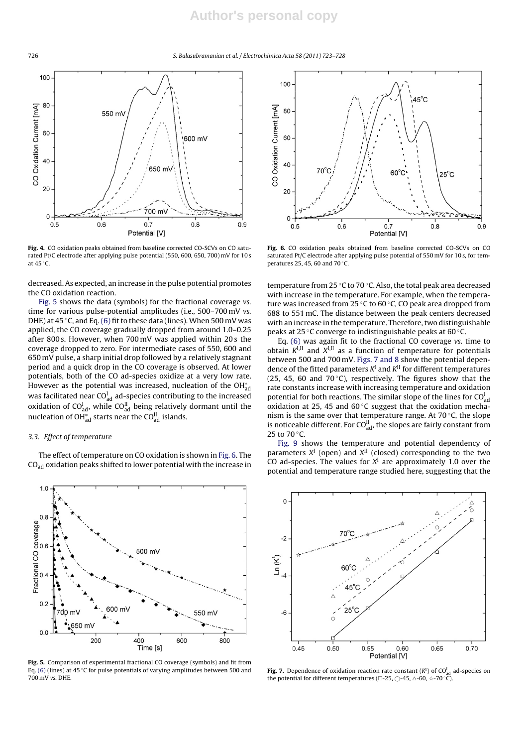Fig. 4. CO oxidation peaks obtained from baseline corrected CO-SCVs on CO saturated Pt/C electrode after applying pulse potential (550, 600, 650, 700) mV for 10 s at 45 °C.

Fig. 6. CO oxidation peaks obtained from baseline corrected CO-SCVs on CO saturated Pt/C electrode after applying pulse potential of 550 mV for 10 s, for temperatures 25, 45, 60 and 70 °C.

decreased. As expected, an increase in the pulse potential promotes the CO oxidation reaction.

Fig. 5 shows the data (symbols) for the fractional coverage *vs.* time for various pulse-potential amplitudes (i.e., 500–700 mV *vs.* DHE) at 45 °C, and Eq. (6) fit to these data (lines). When 500 mV was applied, the CO coverage gradually dropped from around 1.0–0.25 after 800 s. However, when 700 mV was applied within 20 s the coverage dropped to zero. For intermediate cases of 550, 600 and 650 mV pulse, a sharp initial drop followed by a relatively stagnant period and a quick drop in the CO coverage is observed. At lower potentials, both of the CO ad-species oxidize at a very low rate. However as the potential was increased, nucleation of the $OH^{*}_{ad}$ was facilitated near $CO^{I}_{ad}$ ad-species contributing to the increased oxidation of $CO^{I}_{ad}$, while $CO^{II}_{ad}$ being relatively dormant until the nucleation of $OH^{*}_{ad}$ starts near the $CO^{II}_{ad}$ islands.

### 3.3. Effect of temperature

The effect of temperature on CO oxidation is shown in Fig. 6. The $CO_{ad}$ oxidation peaks shifted to lower potential with the increase in temperature from 25 °C to 70 °C. Also, the total peak area decreased with increase in the temperature. For example, when the temperature was increased from 25 °C to 60 °C, CO peak area dropped from 688 to 551 mC. The distance between the peak centers decreased with an increase in the temperature. Therefore, two distinguishable peaks at 25 °C converge to indistinguishable peaks at 60 °C.

Eq. (6) was again fit to the fractional CO coverage *vs.* time to obtain $K^{I,II}$ and $X^{I,II}$ as a function of temperature for potentials between 500 and 700 mV. Figs. 7 and 8 show the potential dependence of the fitted parameters $K^{I}$ and $K^{II}$ for different temperatures (25, 45, 60 and 70 °C), respectively. The figures show that the rate constants increase with increasing temperature and oxidation potential for both reactions. The similar slope of the lines for $CO^{I}_{ad}$ oxidation at 25, 45 and 60 °C suggest that the oxidation mechanism is the same over that temperature range. At 70 °C, the slope is noticeable different. For $CO^{II}_{ad}$, the slopes are fairly constant from 25 to 70 °C.

Fig. 9 shows the temperature and potential dependency of parameters $X^{I}$ (open) and $X^{II}$ (closed) corresponding to the two CO ad-species. The values for $X^{I}$ are approximately 1.0 over the potential and temperature range studied here, suggesting that the

Fig. 5. Comparison of experimental fractional CO coverage (symbols) and fit from Eq. (6) (lines) at 45 °C for pulse potentials of varying amplitudes between 500 and 700 mV *vs.* DHE.

Fig. 7. Dependence of oxidation reaction rate constant ($K^{I}$) of $CO^{I}_{ad}$ ad-species on the potential for different temperatures (□-25, ○-45, △-60, ☆-70 °C).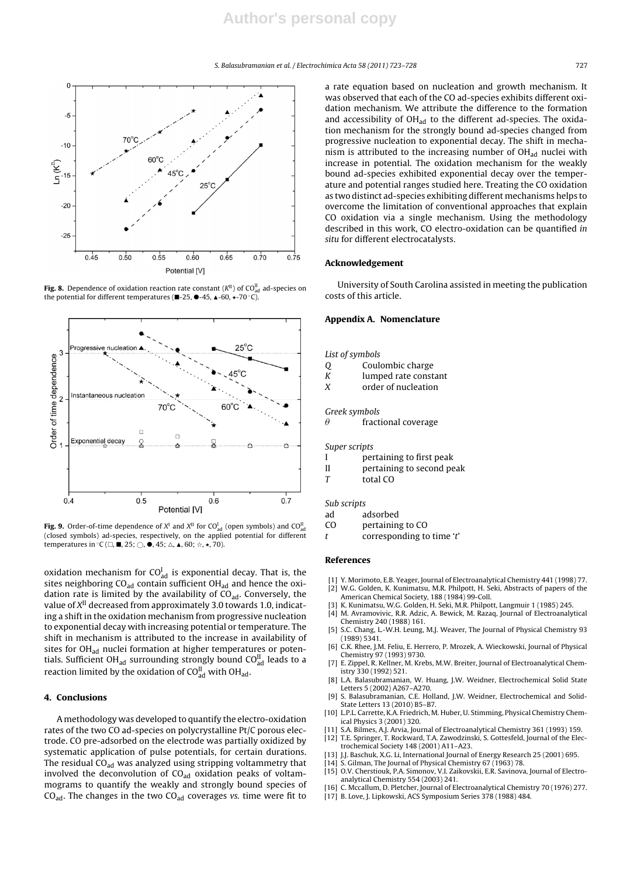Fig. 8. Dependence of oxidation reaction rate constant ($K^{II}$) of $CO_{ad}^{II}$ ad-species on the potential for different temperatures (■-25, ●-45, ▲-60, ★-70 °C).

Fig. 9. Order-of-time dependence of $X^{I}$ and $X^{II}$ for $CO_{ad}^{I}$ (open symbols) and $CO_{ad}^{II}$ (closed symbols) ad-species, respectively, on the applied potential for different temperatures in °C (□, ■, 25; ○, ●, 45; △, ▲, 60; ☆, ★, 70).

oxidation mechanism for $CO_{ad}^{I}$ is exponential decay. That is, the sites neighboring $CO_{ad}$ contain sufficient $OH_{ad}$ and hence the oxidation rate is limited by the availability of $CO_{ad}$. Conversely, the value of $X^{II}$ decreased from approximately 3.0 towards 1.0, indicating a shift in the oxidation mechanism from progressive nucleation to exponential decay with increasing potential or temperature. The shift in mechanism is attributed to the increase in availability of sites for $OH_{ad}$ nuclei formation at higher temperatures or potentials. Sufficient $OH_{ad}$ surrounding strongly bound $CO_{ad}^{II}$ leads to a reaction limited by the oxidation of $CO_{ad}^{II}$ with $OH_{ad}$.

## 4. Conclusions

A methodology was developed to quantify the electro-oxidation rates of the two CO ad-species on polycrystalline Pt/C porous electrode. CO pre-adsorbed on the electrode was partially oxidized by systematic application of pulse potentials, for certain durations. The residual $CO_{ad}$ was analyzed using stripping voltammetry that involved the deconvolution of $CO_{ad}$ oxidation peaks of voltammograms to quantify the weakly and strongly bound species of $CO_{ad}$. The changes in the two $CO_{ad}$ coverages *vs.* time were fit to a rate equation based on nucleation and growth mechanism. It was observed that each of the CO ad-species exhibits different oxidation mechanism. We attribute the difference to the formation and accessibility of $OH_{ad}$ to the different ad-species. The oxidation mechanism for the strongly bound ad-species changed from progressive nucleation to exponential decay. The shift in mechanism is attributed to the increasing number of $OH_{ad}$ nuclei with increase in potential. The oxidation mechanism for the weakly bound ad-species exhibited exponential decay over the temperature and potential ranges studied here. Treating the CO oxidation as two distinct ad-species exhibiting different mechanisms helps to overcome the limitation of conventional approaches that explain CO oxidation via a single mechanism. Using the methodology described in this work, CO electro-oxidation can be quantified *in situ* for different electrocatalysts.

## Acknowledgement

University of South Carolina assisted in meeting the publication costs of this article.

## Appendix A. Nomenclature

*List of symbols*

| | |
|---|---|
| $Q$ | Coulombic charge |
| $K$ | lumped rate constant |
| $X$ | order of nucleation |

*Greek symbols*

| | |
|---|---|
| $\theta$ | fractional coverage |

*Super scripts*

| | |
|---|---|
| I | pertaining to first peak |
| II | pertaining to second peak |
| $T$ | total CO |

*Sub scripts*

| | |
|---|---|
| ad | adsorbed |
| CO | pertaining to CO |
| $t$ | corresponding to time '$t$' |

## References

[1] Y. Morimoto, E.B. Yeager, Journal of Electroanalytical Chemistry 441 (1998) 77.
[2] W.G. Golden, K. Kunimatsu, M.R. Philpott, H. Seki, Abstracts of papers of the American Chemical Society, 188 (1984) 99-Coll.
[3] K. Kunimatsu, W.G. Golden, H. Seki, M.R. Philpott, Langmuir 1 (1985) 245.
[4] M. Avramovivic, R.R. Adzic, A. Bewick, M. Razaq, Journal of Electroanalytical Chemistry 240 (1988) 161.
[5] S.C. Chang, L.-W.H. Leung, M.J. Weaver, The Journal of Physical Chemistry 93 (1989) 5341.
[6] C.K. Rhee, J.M. Feliu, E. Herrero, P. Mrozek, A. Wieckowski, Journal of Physical Chemistry 97 (1993) 9730.
[7] E. Zippel, R. Kellner, M. Krebs, M.W. Breiter, Journal of Electroanalytical Chemistry 330 (1992) 521.
[8] L.A. Balasubramanian, W. Huang, J.W. Weidner, Electrochemical Solid State Letters 5 (2002) A267–A270.
[9] S. Balasubramanian, C.E. Holland, J.W. Weidner, Electrochemical and Solid-State Letters 13 (2010) B5–B7.
[10] L.P.L. Carrette, K.A. Friedrich, M. Huber, U. Stimming, Physical Chemistry Chemical Physics 3 (2001) 320.
[11] S.A. Bilmes, A.J. Arvia, Journal of Electroanalytical Chemistry 361 (1993) 159.
[12] T.E. Springer, T. Rockward, T.A. Zawodzinski, S. Gottesfeld, Journal of the Electrochemical Society 148 (2001) A11–A23.
[13] J.J. Baschuk, X.G. Li, International Journal of Energy Research 25 (2001) 695.
[14] S. Gilman, The Journal of Physical Chemistry 67 (1963) 78.
[15] O.V. Cherstiouk, P.A. Simonov, V.I. Zaikovskii, E.R. Savinova, Journal of Electroanalytical Chemistry 554 (2003) 241.
[16] C. Mccallum, D. Pletcher, Journal of Electroanalytical Chemistry 70 (1976) 277.
[17] B. Love, J. Lipkowski, ACS Symposium Series 378 (1988) 484.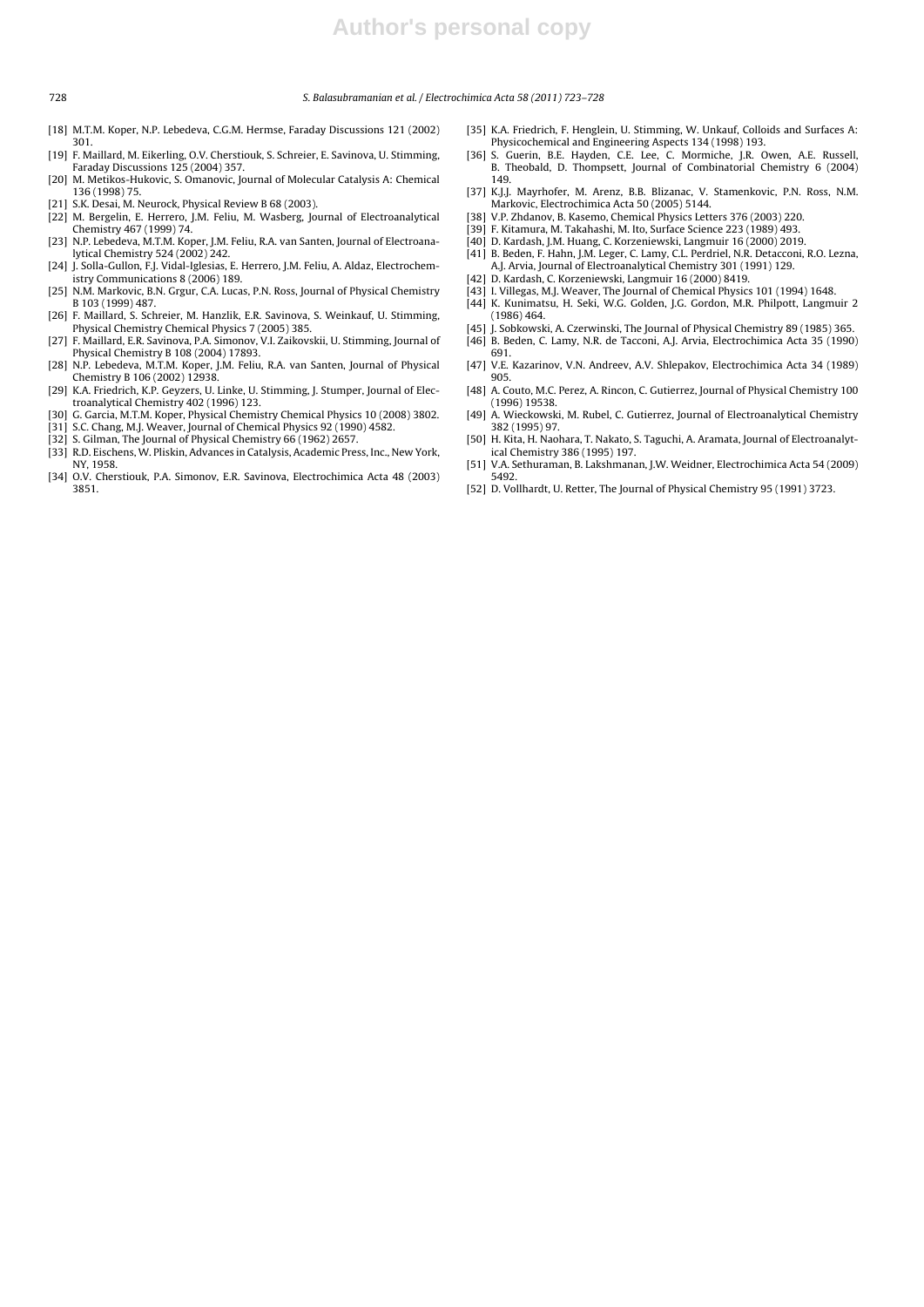[18] M.T.M. Koper, N.P. Lebedeva, C.G.M. Hermse, Faraday Discussions 121 (2002) 301.

[19] F. Maillard, M. Eikerling, O.V. Cherstiouk, S. Schreier, E. Savinova, U. Stimming, Faraday Discussions 125 (2004) 357.

[20] M. Metikos-Hukovic, S. Omanovic, Journal of Molecular Catalysis A: Chemical 136 (1998) 75.

[21] S.K. Desai, M. Neurock, Physical Review B 68 (2003).

[22] M. Bergelin, E. Herrero, J.M. Feliu, M. Wasberg, Journal of Electroanalytical Chemistry 467 (1999) 74.

[23] N.P. Lebedeva, M.T.M. Koper, J.M. Feliu, R.A. van Santen, Journal of Electroanalytical Chemistry 524 (2002) 242.

[24] J. Solla-Gullon, F.J. Vidal-Iglesias, E. Herrero, J.M. Feliu, A. Aldaz, Electrochemistry Communications 8 (2006) 189.

[25] N.M. Markovic, B.N. Grgur, C.A. Lucas, P.N. Ross, Journal of Physical Chemistry B 103 (1999) 487.

[26] F. Maillard, S. Schreier, M. Hanzlik, E.R. Savinova, S. Weinkauf, U. Stimming, Physical Chemistry Chemical Physics 7 (2005) 385.

[27] F. Maillard, E.R. Savinova, P.A. Simonov, V.I. Zaikovskii, U. Stimming, Journal of Physical Chemistry B 108 (2004) 17893.

[28] N.P. Lebedeva, M.T.M. Koper, J.M. Feliu, R.A. van Santen, Journal of Physical Chemistry B 106 (2002) 12938.

[29] K.A. Friedrich, K.P. Geyzers, U. Linke, U. Stimming, J. Stumper, Journal of Electroanalytical Chemistry 402 (1996) 123.

[30] G. Garcia, M.T.M. Koper, Physical Chemistry Chemical Physics 10 (2008) 3802.

[31] S.C. Chang, M.J. Weaver, Journal of Chemical Physics 92 (1990) 4582.

[32] S. Gilman, The Journal of Physical Chemistry 66 (1962) 2657.

[33] R.D. Eischens, W. Pliskin, Advances in Catalysis, Academic Press, Inc., New York, NY, 1958.

[34] O.V. Cherstiouk, P.A. Simonov, E.R. Savinova, Electrochimica Acta 48 (2003) 3851.

[35] K.A. Friedrich, F. Henglein, U. Stimming, W. Unkauf, Colloids and Surfaces A: Physicochemical and Engineering Aspects 134 (1998) 193.

[36] S. Guerin, B.E. Hayden, C.E. Lee, C. Mormiche, J.R. Owen, A.E. Russell, B. Theobald, D. Thompsett, Journal of Combinatorial Chemistry 6 (2004) 149.

[37] K.J.J. Mayrhofer, M. Arenz, B.B. Blizanac, V. Stamenkovic, P.N. Ross, N.M. Markovic, Electrochimica Acta 50 (2005) 5144.

[38] V.P. Zhdanov, B. Kasemo, Chemical Physics Letters 376 (2003) 220.

[39] F. Kitamura, M. Takahashi, M. Ito, Surface Science 223 (1989) 493.

[40] D. Kardash, J.M. Huang, C. Korzeniewski, Langmuir 16 (2000) 2019.

[41] B. Beden, F. Hahn, J.M. Leger, C. Lamy, C.L. Perdriel, N.R. Detacconi, R.O. Lezna, A.J. Arvia, Journal of Electroanalytical Chemistry 301 (1991) 129.

[42] D. Kardash, C. Korzeniewski, Langmuir 16 (2000) 8419.

[43] I. Villegas, M.J. Weaver, The Journal of Chemical Physics 101 (1994) 1648.

[44] K. Kunimatsu, H. Seki, W.G. Golden, J.G. Gordon, M.R. Philpott, Langmuir 2 (1986) 464.

[45] J. Sobkowski, A. Czerwinski, The Journal of Physical Chemistry 89 (1985) 365.

[46] B. Beden, C. Lamy, N.R. de Tacconi, A.J. Arvia, Electrochimica Acta 35 (1990) 691.

[47] V.E. Kazarinov, V.N. Andreev, A.V. Shlepakov, Electrochimica Acta 34 (1989) 905.

[48] A. Couto, M.C. Perez, A. Rincon, C. Gutierrez, Journal of Physical Chemistry 100 (1996) 19538.

[49] A. Wieckowski, M. Rubel, C. Gutierrez, Journal of Electroanalytical Chemistry 382 (1995) 97.

[50] H. Kita, H. Naohara, T. Nakato, S. Taguchi, A. Aramata, Journal of Electroanalytical Chemistry 386 (1995) 197.

[51] V.A. Sethuraman, B. Lakshmanan, J.W. Weidner, Electrochimica Acta 54 (2009) 5492.

[52] D. Vollhardt, U. Retter, The Journal of Physical Chemistry 95 (1991) 3723.